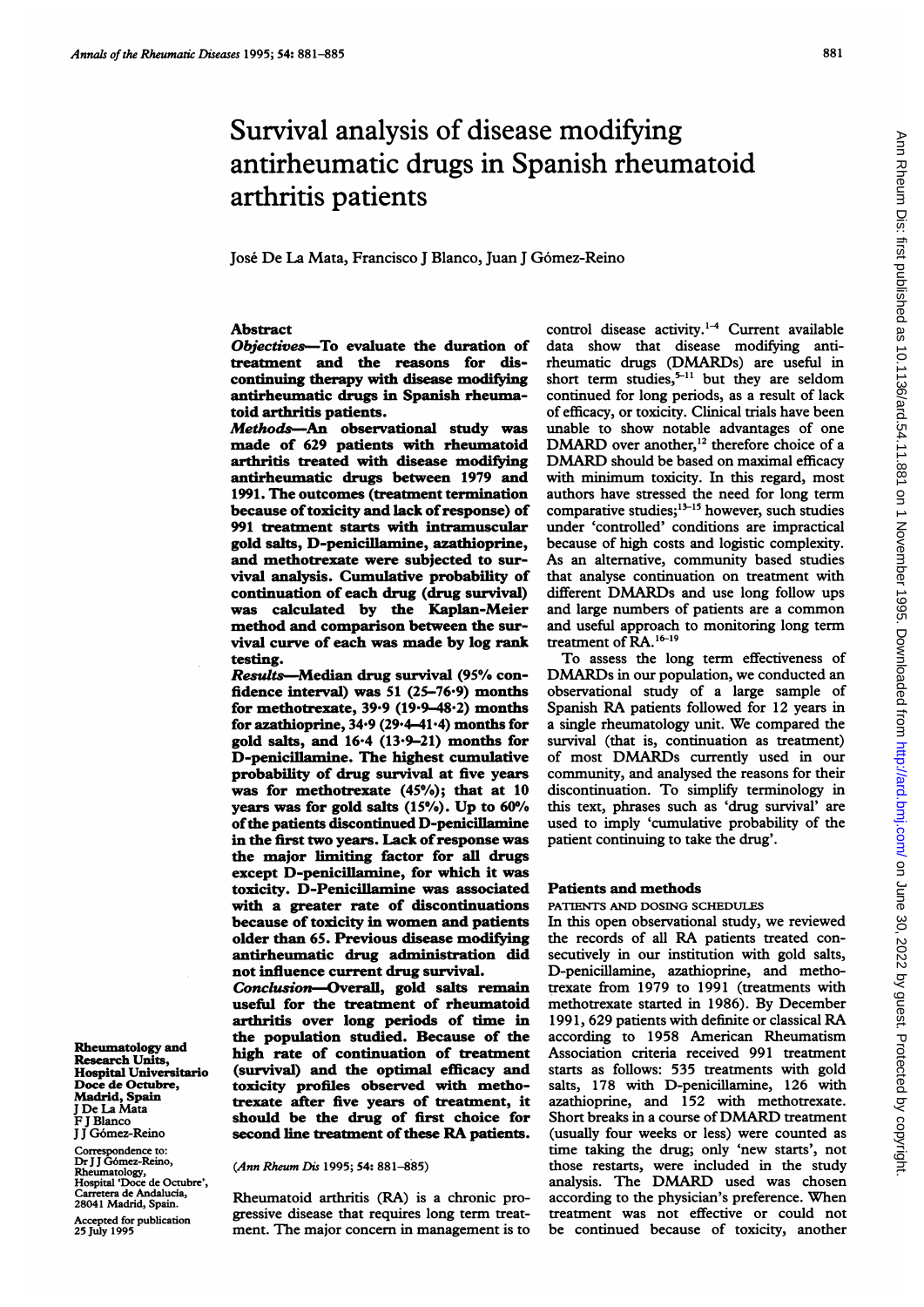# Survival analysis of disease modifying antirheumatic drugs in Spanish rheumatoid arthritis patients

José De La Mata, Francisco J Blanco, Juan J Gómez-Reino

Rheumatology and Research Units, Hospital Universitario Doce de Octubre, Madrid, Spain
J De La Mata
F J Blanco
J J Gómez-Reino

Correspondence to: Dr J J Gómez-Reino, Rheumatology, Hospital 'Doce de Octubre', Carretera de Andalucía, 28041 Madrid, Spain.

Accepted for publication 25 July 1995

## Abstract

**Objectives**—To evaluate the duration of treatment and the reasons for discontinuing therapy with disease modifying antirheumatic drugs in Spanish rheumatoid arthritis patients.

**Methods**—An observational study was made of 629 patients with rheumatoid arthritis treated with disease modifying antirheumatic drugs between 1979 and 1991. The outcomes (treatment termination because of toxicity and lack of response) of 991 treatment starts with intramuscular gold salts, D-penicillamine, azathioprine, and methotrexate were subjected to survival analysis. Cumulative probability of continuation of each drug (drug survival) was calculated by the Kaplan-Meier method and comparison between the survival curve of each was made by log rank testing.

**Results**—Median drug survival (95% confidence interval) was 51 (25–76·9) months for methotrexate, 39·9 (19·9–48·2) months for azathioprine, 34·9 (29·4–41·4) months for gold salts, and 16·4 (13·9–21) months for D-penicillamine. The highest cumulative probability of drug survival at five years was for methotrexate (45%); that at 10 years was for gold salts (15%). Up to 60% of the patients discontinued D-penicillamine in the first two years. Lack of response was the major limiting factor for all drugs except D-penicillamine, for which it was toxicity. D-Penicillamine was associated with a greater rate of discontinuations because of toxicity in women and patients older than 65. Previous disease modifying antirheumatic drug administration did not influence current drug survival.

**Conclusion**—Overall, gold salts remain useful for the treatment of rheumatoid arthritis over long periods of time in the population studied. Because of the high rate of continuation of treatment (survival) and the optimal efficacy and toxicity profiles observed with methotrexate after five years of treatment, it should be the drug of first choice for second line treatment of these RA patients.

(*Ann Rheum Dis* 1995; 54: 881–885)

Rheumatoid arthritis (RA) is a chronic progressive disease that requires long term treatment. The major concern in management is to control disease activity.[1–4] Current available data show that disease modifying antirheumatic drugs (DMARDs) are useful in short term studies,[5–11] but they are seldom continued for long periods, as a result of lack of efficacy, or toxicity. Clinical trials have been unable to show notable advantages of one DMARD over another,[12] therefore choice of a DMARD should be based on maximal efficacy with minimum toxicity. In this regard, most authors have stressed the need for long term comparative studies;[13–15] however, such studies under 'controlled' conditions are impractical because of high costs and logistic complexity. As an alternative, community based studies that analyse continuation on treatment with different DMARDs and use long follow ups and large numbers of patients are a common and useful approach to monitoring long term treatment of RA.[16–19]

To assess the long term effectiveness of DMARDs in our population, we conducted an observational study of a large sample of Spanish RA patients followed for 12 years in a single rheumatology unit. We compared the survival (that is, continuation as treatment) of most DMARDs currently used in our community, and analysed the reasons for their discontinuation. To simplify terminology in this text, phrases such as 'drug survival' are used to imply 'cumulative probability of the patient continuing to take the drug'.

## Patients and methods

### PATIENTS AND DOSING SCHEDULES

In this open observational study, we reviewed the records of all RA patients treated consecutively in our institution with gold salts, D-penicillamine, azathioprine, and methotrexate from 1979 to 1991 (treatments with methotrexate started in 1986). By December 1991, 629 patients with definite or classical RA according to 1958 American Rheumatism Association criteria received 991 treatment starts as follows: 535 treatments with gold salts, 178 with D-penicillamine, 126 with azathioprine, and 152 with methotrexate. Short breaks in a course of DMARD treatment (usually four weeks or less) were counted as time taking the drug; only 'new starts', not those restarts, were included in the study analysis. The DMARD used was chosen according to the physician's preference. When treatment was not effective or could not be continued because of toxicity, another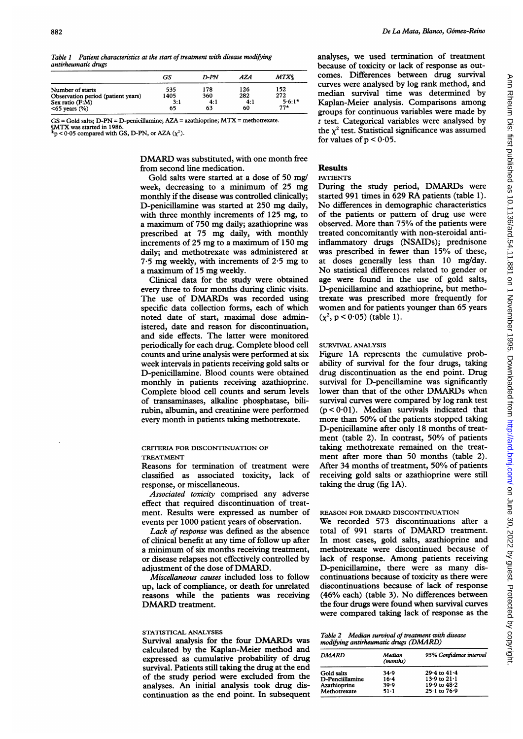*Table 1 Patient characteristics at the start of treatment with disease modifying antirheumatic drugs*

| | GS | D-PN | AZA | MTX§ |
|---|---|---|---|---|
| Number of starts | 535 | 178 | 126 | 152 |
| Observation period (patient years) | 1405 | 360 | 282 | 272 |
| Sex ratio (F:M) | 3:1 | 4:1 | 4:1 | 5·6:1* |
| <65 years (%) | 65 | 63 | 60 | 77* |

GS = Gold salts; D-PN = D-penicillamine; AZA = azathioprine; MTX = methotrexate.
§MTX was started in 1986.
*$p < 0.05$ compared with GS, D-PN, or AZA ($\chi^2$).

DMARD was substituted, with one month free from second line medication.

Gold salts were started at a dose of 50 mg/week, decreasing to a minimum of 25 mg monthly if the disease was controlled clinically; D-penicillamine was started at 250 mg daily, with three monthly increments of 125 mg, to a maximum of 750 mg daily; azathioprine was prescribed at 75 mg daily, with monthly increments of 25 mg to a maximum of 150 mg daily; and methotrexate was administered at 7·5 mg weekly, with increments of 2·5 mg to a maximum of 15 mg weekly.

Clinical data for the study were obtained every three to four months during clinic visits. The use of DMARDs was recorded using specific data collection forms, each of which noted date of start, maximal dose administered, date and reason for discontinuation, and side effects. The latter were monitored periodically for each drug. Complete blood cell counts and urine analysis were performed at six week intervals in patients receiving gold salts or D-penicillamine. Blood counts were obtained monthly in patients receiving azathioprine. Complete blood cell counts and serum levels of transaminases, alkaline phosphatase, bilirubin, albumin, and creatinine were performed every month in patients taking methotrexate.

### CRITERIA FOR DISCONTINUATION OF TREATMENT

Reasons for termination of treatment were classified as associated toxicity, lack of response, or miscellaneous.

*Associated toxicity* comprised any adverse effect that required discontinuation of treatment. Results were expressed as number of events per 1000 patient years of observation.

*Lack of response* was defined as the absence of clinical benefit at any time of follow up after a minimum of six months receiving treatment, or disease relapses not effectively controlled by adjustment of the dose of DMARD.

*Miscellaneous causes* included loss to follow up, lack of compliance, or death for unrelated reasons while the patients was receiving DMARD treatment.

### STATISTICAL ANALYSES

Survival analysis for the four DMARDs was calculated by the Kaplan-Meier method and expressed as cumulative probability of drug survival. Patients still taking the drug at the end of the study period were excluded from the analyses. An initial analysis took drug discontinuation as the end point. In subsequent analyses, we used termination of treatment because of toxicity or lack of response as outcomes. Differences between drug survival curves were analysed by log rank method, and median survival time was determined by Kaplan-Meier analysis. Comparisons among groups for continuous variables were made by *t* test. Categorical variables were analysed by the $\chi^2$ test. Statistical significance was assumed for values of $p < 0.05$.

## Results

### PATIENTS

During the study period, DMARDs were started 991 times in 629 RA patients (table 1). No differences in demographic characteristics of the patients or pattern of drug use were observed. More than 75% of the patients were treated concomitantly with non-steroidal anti-inflammatory drugs (NSAIDs); prednisone was prescribed in fewer than 15% of these, at doses generally less than 10 mg/day. No statistical differences related to gender or age were found in the use of gold salts, D-penicillamine and azathioprine, but methotrexate was prescribed more frequently for women and for patients younger than 65 years ($\chi^2$, $p < 0.05$) (table 1).

### SURVIVAL ANALYSIS

Figure 1A represents the cumulative probability of survival for the four drugs, taking drug discontinuation as the end point. Drug survival for D-pencillamine was significantly lower than that of the other DMARDs when survival curves were compared by log rank test ($p < 0.01$). Median survivals indicated that more than 50% of the patients stopped taking D-penicillamine after only 18 months of treatment (table 2). In contrast, 50% of patients taking methotrexate remained on the treatment after more than 50 months (table 2). After 34 months of treatment, 50% of patients receiving gold salts or azathioprine were still taking the drug (fig 1A).

### REASON FOR DMARD DISCONTINUATION

We recorded 573 discontinuations after a total of 991 starts of DMARD treatment. In most cases, gold salts, azathioprine and methotrexate were discontinued because of lack of response. Among patients receiving D-penicillamine, there were as many discontinuations because of toxicity as there were discontinuations because of lack of response (46% each) (table 3). No differences between the four drugs were found when survival curves were compared taking lack of response as the

*Table 2 Median survival of treatment with disease modifying antirheumatic drugs (DMARD)*

| DMARD | Median (months) | 95% Confidence interval |
|---|---|---|
| Gold salts | 34·9 | 29·4 to 41·4 |
| D-Penciillamine | 16·4 | 13·9 to 21·1 |
| Azathioprine | 39·9 | 19·9 to 48·2 |
| Methotrexate | 51·1 | 25·1 to 76·9 |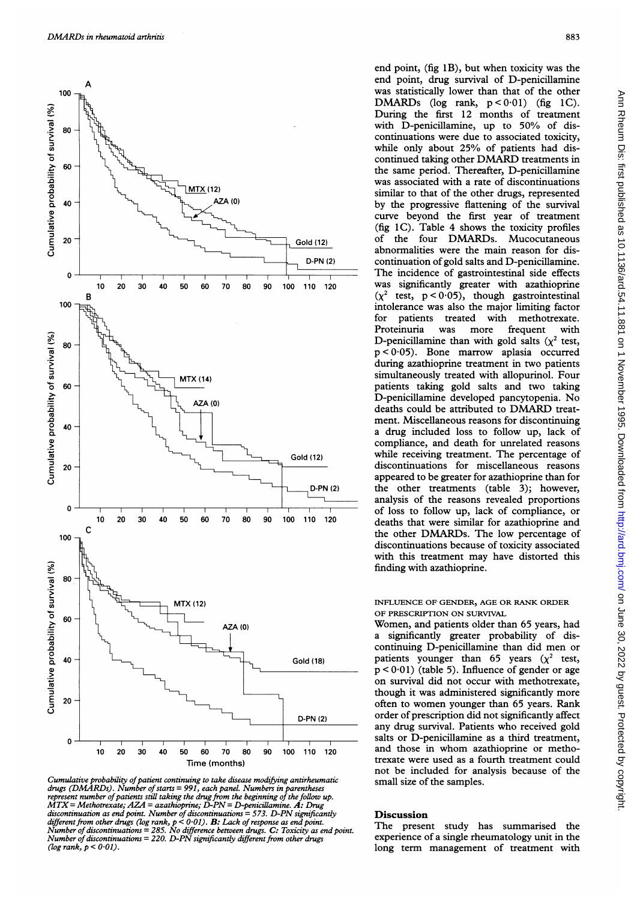Cumulative probability of patient continuing to take disease modifying antirheumatic drugs (DMARDs). Number of starts = 991, each panel. Numbers in parentheses represent number of patients still taking the drug from the beginning of the follow up. MTX = Methotrexate; AZA = azathioprine; D-PN = D-penicillamine. **A:** Drug discontinuation as end point. Number of discontinuations = 573. D-PN significantly different from other drugs (log rank, $p < 0.01$). **B:** Lack of response as end point. Number of discontinuations = 285. No difference between drugs. **C:** Toxicity as end point. Number of discontinuations = 220. D-PN significantly different from other drugs (log rank, $p < 0.01$).

end point, (fig 1B), but when toxicity was the end point, drug survival of D-penicillamine was statistically lower than that of the other DMARDs (log rank, $p < 0.01$) (fig 1C). During the first 12 months of treatment with D-penicillamine, up to 50% of discontinuations were due to associated toxicity, while only about 25% of patients had discontinued taking other DMARD treatments in the same period. Thereafter, D-penicillamine was associated with a rate of discontinuations similar to that of the other drugs, represented by the progressive flattening of the survival curve beyond the first year of treatment (fig 1C). Table 4 shows the toxicity profiles of the four DMARDs. Mucocutaneous abnormalities were the main reason for discontinuation of gold salts and D-penicillamine. The incidence of gastrointestinal side effects was significantly greater with azathioprine ($\chi^2$ test, $p < 0.05$), though gastrointestinal intolerance was also the major limiting factor for patients treated with methotrexate. Proteinuria was more frequent with D-penicillamine than with gold salts ($\chi^2$ test, $p < 0.05$). Bone marrow aplasia occurred during azathioprine treatment in two patients simultaneously treated with allopurinol. Four patients taking gold salts and two taking D-penicillamine developed pancytopenia. No deaths could be attributed to DMARD treatment. Miscellaneous reasons for discontinuing a drug included loss to follow up, lack of compliance, and death for unrelated reasons while receiving treatment. The percentage of discontinuations for miscellaneous reasons appeared to be greater for azathioprine than for the other treatments (table 3); however, analysis of the reasons revealed proportions of loss to follow up, lack of compliance, or deaths that were similar for azathioprine and the other DMARDs. The low percentage of discontinuations because of toxicity associated with this treatment may have distorted this finding with azathioprine.

#### INFLUENCE OF GENDER, AGE OR RANK ORDER OF PRESCRIPTION ON SURVIVAL

Women, and patients older than 65 years, had a significantly greater probability of discontinuing D-penicillamine than did men or patients younger than 65 years ($\chi^2$ test, $p < 0.01$) (table 5). Influence of gender or age on survival did not occur with methotrexate, though it was administered significantly more often to women younger than 65 years. Rank order of prescription did not significantly affect any drug survival. Patients who received gold salts or D-penicillamine as a third treatment, and those in whom azathioprine or methotrexate were used as a fourth treatment could not be included for analysis because of the small size of the samples.

## Discussion

The present study has summarised the experience of a single rheumatology unit in the long term management of treatment with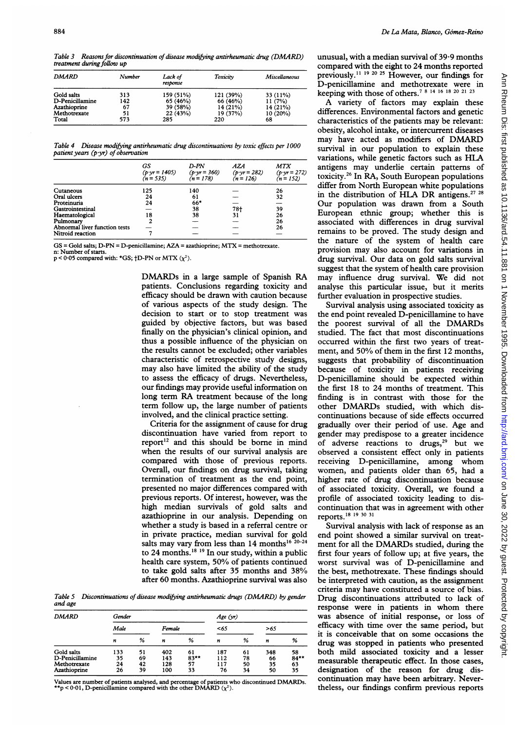Table 3 *Reasons for discontinuation of disease modifying antirheumatic drug (DMARD) treatment during follow up*

| DMARD | Number | Lack of response | Toxicity | Miscellaneous |
|---|---|---|---|---|
| Gold salts | 313 | 159 (51%) | 121 (39%) | 33 (11%) |
| D-Penicillamine | 142 | 65 (46%) | 66 (46%) | 11 (7%) |
| Azathioprine | 67 | 39 (58%) | 14 (21%) | 14 (21%) |
| Methotrexate | 51 | 22 (43%) | 19 (37%) | 10 (20%) |
| Total | 573 | 285 | 220 | 68 |

Table 4 *Disease modifying antirheumatic drug discontinuations by toxic effects per 1000 patient years (p·yr) of observation*

| | GS (p·yr = 1405) (n = 535) | D-PN (p·yr = 360) (n = 178) | AZA (p·yr = 282) (n = 126) | MTX (p·yr = 272) (n = 152) |
|---|---|---|---|---|
| Cutaneous | 125 | 140 | — | 26 |
| Oral ulcers | 24 | 61 | — | 32 |
| Proteinuria | 24 | 66* | — | — |
| Gastrointestinal | — | 38 | 78† | 39 |
| Haematological | 18 | 38 | 31 | 26 |
| Pulmonary | 2 | — | — | 26 |
| Abnormal liver function tests | — | — | — | 26 |
| Nitroid reaction | 7 | — | — | — |

GS = Gold salts; D-PN = D-penicillamine; AZA = azathioprine; MTX = methotrexate.
n: Number of starts.
$p < 0.05$ compared with: *GS; †D-PN or MTX ($\chi^2$).

DMARDs in a large sample of Spanish RA patients. Conclusions regarding toxicity and efficacy should be drawn with caution because of various aspects of the study design. The decision to start or to stop treatment was guided by objective factors, but was based finally on the physician's clinical opinion, and thus a possible influence of the physician on the results cannot be excluded; other variables characteristic of retrospective study designs, may also have limited the ability of the study to assess the efficacy of drugs. Nevertheless, our findings may provide useful information on long term RA treatment because of the long term follow up, the large number of patients involved, and the clinical practice setting.

Criteria for the assignment of cause for drug discontinuation have varied from report to report[12] and this should be borne in mind when the results of our survival analysis are compared with those of previous reports. Overall, our findings on drug survival, taking termination of treatment as the end point, presented no major differences compared with previous reports. Of interest, however, was the high median survivals of gold salts and azathioprine in our analysis. Depending on whether a study is based in a referral centre or in private practice, median survival for gold salts may vary from less than 14 months[16 20–24] to 24 months.[18 19] In our study, within a public health care system, 50% of patients continued to take gold salts after 35 months and 38% after 60 months. Azathioprine survival was also unusual, with a median survival of 39·9 months compared with the eight to 24 months reported previously.[11 19 20 25] However, our findings for D-penicillamine and methotrexate were in keeping with those of others.[7 8 14 16 18 20 21 23]

A variety of factors may explain these differences. Environmental factors and genetic characteristics of the patients may be relevant: obesity, alcohol intake, or intercurrent diseases may have acted as modifiers of DMARD survival in our population to explain these variations, while genetic factors such as HLA antigens may underlie certain patterns of toxicity.[26] In RA, South European populations differ from North European white populations in the distribution of HLA DR antigens.[27 28] Our population was drawn from a South European ethnic group; whether this is associated with differences in drug survival remains to be proved. The study design and the nature of the system of health care provision may also account for variations in drug survival. Our data on gold salts survival suggest that the system of health care provision may influence drug survival. We did not analyse this particular issue, but it merits further evaluation in prospective studies.

Survival analysis using associated toxicity as the end point revealed D-penicillamine to have the poorest survival of all the DMARDs studied. The fact that most discontinuations occurred within the first two years of treatment, and 50% of them in the first 12 months, suggests that probability of discontinuation because of toxicity in patients receiving D-penicillamine should be expected within the first 18 to 24 months of treatment. This finding is in contrast with those for the other DMARDs studied, with which discontinuations because of side effects occurred gradually over their period of use. Age and gender may predispose to a greater incidence of adverse reactions to drugs,[29] but we observed a consistent effect only in patients receiving D-penicillamine, among whom women, and patients older than 65, had a higher rate of drug discontinuation because of associated toxicity. Overall, we found a profile of associated toxicity leading to discontinuation that was in agreement with other reports.[18 19 30 31]

Survival analysis with lack of response as an end point showed a similar survival on treatment for all the DMARDs studied, during the first four years of follow up; at five years, the worst survival was of D-penicillamine and the best, methotrexate. These findings should be interpreted with caution, as the assignment criteria may have constituted a source of bias. Drug discontinuations attributed to lack of response were in patients in whom there was absence of initial response, or loss of efficacy with time over the same period, but it is conceivable that on some occasions the drug was stopped in patients who presented both mild associated toxicity and a lesser measurable therapeutic effect. In those cases, designation of the reason for drug discontinuation may have been arbitrary. Nevertheless, our findings confirm previous reports

Table 5 *Discontinuations of disease modifying antirheumatic drugs (DMARD) by gender and age*

| DMARD | Gender | | | | Age (yr) | | | |
|---|---|---|---|---|---|---|---|---|
| | Male | | Female | | <65 | | >65 | |
| | n | % | n | % | n | % | n | % |
| Gold salts | 133 | 51 | 402 | 61 | 187 | 61 | 348 | 58 |
| D-Penicillamine | 35 | 69 | 143 | 83** | 112 | 78 | 66 | 84** |
| Methotrexate | 24 | 42 | 128 | 57 | 117 | 50 | 35 | 63 |
| Azathioprine | 26 | 39 | 100 | 33 | 76 | 34 | 50 | 35 |

Values are number of patients analysed, and percentage of patients who discontinued DMARDs.
**$p < 0.01$, D-penicillamine compared with the other DMARD ($\chi^2$).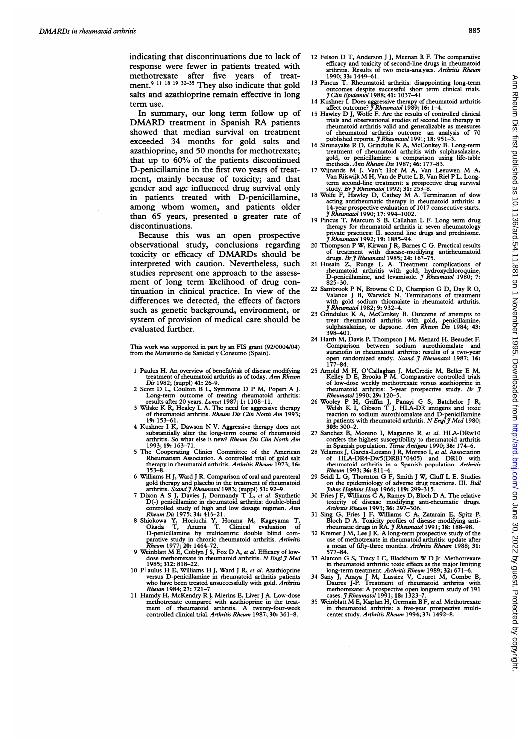indicating that discontinuations due to lack of response were fewer in patients treated with methotrexate after five years of treatment.[9 11 18 19 32–35] They also indicate that gold salts and azathioprine remain effective in long term use.

In summary, our long term follow up of DMARD treatment in Spanish RA patients showed that median survival on treatment exceeded 34 months for gold salts and azathioprine, and 50 months for methotrexate; that up to 60% of the patients discontinued D-penicillamine in the first two years of treatment, mainly because of toxicity; and that gender and age influenced drug survival only in patients treated with D-penicillamine, among whom women, and patients older than 65 years, presented a greater rate of discontinuations.

Because this was an open prospective observational study, conclusions regarding toxicity or efficacy of DMARDs should be interpreted with caution. Nevertheless, such studies represent one approach to the assessment of long term likelihood of drug continuation in clinical practice. In view of the differences we detected, the effects of factors such as genetic background, environment, or system of provision of medical care should be evaluated further.

This work was supported in part by an FIS grant (92/0004/04) from the Ministerio de Sanidad y Consumo (Spain).

1 Paulus H. An overview of benefit/risk of disease modifying treatment of rheumatoid arthritis as of today. *Ann Rheum Dis* 1982; (suppl) **41:** 26–9.
2 Scott D L, Coulton B L, Symmons D P M, Popert A J. Long-term outcome of treating rheumatoid arthritis: results after 20 years. *Lancet* 1987; **1:** 1108–11.
3 Wilske K R, Healey L A. The need for aggressive therapy of rheumatoid arthritis. *Rheum Dis Clin North Am* 1993; **19:** 153–61.
4 Kushner I K, Dawson N V. Aggressive therapy does not substantially alter the long-term course of rheumatoid arthritis. So what else is new? *Rheum Dis Clin North Am* 1993; **19:** 163–71.
5 The Cooperating Clinics Committee of the American Rheumatism Association. A controlled trial of gold salt therapy in rheumatoid arthritis. *Arthritis Rheum* 1973; **16:** 353–8.
6 Williams H J, Ward J R. Comparison of oral and parenteral gold therapy and placebo in the treatment of rheumatoid arthritis. *Scand J Rheumatol* 1983; (suppl) **51:** 92–9.
7 Dixon A S J, Davies J, Dormandy T L, *et al.* Synthetic D(-) penicillamine in rheumatoid arthritis: double-blind controlled study of high and low dosage regimen. *Ann Rheum Dis* 1975; **34:** 416–21.
8 Shiokowa Y, Horiuchi Y, Honma M, Kageyama T, Okada T, Azuma T. Clinical evaluation of D-penicillamine by multicentric double blind comparative study in chronic rheumatoid arthritis. *Arthritis Rheum* 1977; **20:** 1464–72.
9 Weinblatt M E, Coblyn J S, Fox D A, *et al.* Efficacy of low-dose methotrexate in rheumatoid arthritis. *N Engl J Med* 1985; **312:** 818–22.
10 Paulus H E, Williams H J, Ward J R, *et al.* Azathioprine versus D-penicillamine in rheumatoid arthritis patients who have been treated unsuccessfully with gold. *Arthritis Rheum* 1984; **27:** 721–7.
11 Hamdy H, McKendry R J, Mierins E, Liver J A. Low-dose methotrexate compared with azathioprine in the treatment of rheumatoid arthritis. A twenty-four-week controlled clinical trial. *Arthritis Rheum* 1987; **30:** 361–8.
12 Felson D T, Anderson J J, Meenan R F. The comparative efficacy and toxicity of second-line drugs in rheumatoid arthritis. Results of two meta-analyses. *Arthritis Rheum* 1990; **33:** 1449–61.
13 Pincus T. Rheumatoid arthritis: disappointing long-term outcomes despite successful short term clinical trials. *J Clin Epidemiol* 1988; **41:** 1037–41.
14 Kushner I. Does aggressive therapy of rheumatoid arthritis affect outcome? *J Rheumatol* 1989; **16:** 1–4.
15 Hawley D J, Wolfe F. Are the results of controlled clinical trials and observational studies of second line therapy in rheumatoid arthritis valid and generalizable as measures of rheumatoid arthritis outcome: an analysis of 70 published reports. *J Rheumatol* 1991; **18:** 951–3.
16 Situnayake R D, Grindulis K A, McConkey B. Long-term treatment of rheumatoid arthritis with sulphasalazine, gold, or penicillamine: a comparison using life-table methods. *Ann Rheum Dis* 1987; **46:** 177–83.
17 Wijnands M J, Van't Hof M A, Van Leeuwen M A, Van Rijswijk M H, Van de Putte L B, Van Riel P L. Long-term second-line treatment: a prospective drug survival study. *Br J Rheumatol* 1992; **31:** 253–8.
18 Wolfe F, Hawley D, Cathey M A. Termination of slow acting antirheumatic therapy in rheumatoid arthritis: a 14-year prospective evaluation of 1017 consecutive starts. *J Rheumatol* 1990; **17:** 994–1002.
19 Pincus T, Marcum S B, Callahan L F. Long term drug therapy for rheumatoid arthritis in seven rheumatology private practices: II. second line drugs and prednisone. *J Rheumatol* 1992; **19:** 1885–94.
20 Thompson P W, Kirwan J R, Barnes C G. Practical results of treatment with disease-modifying antirheumatoid drugs. *Br J Rheumatol* 1985; **24:** 167–75.
21 Husain Z, Runge L A. Treatment complications of rheumatoid arthritis with gold, hydroxychloroquine, D-penicillamine, and levamisole. *J Rheumatol* 1980; **7:** 825–30.
22 Sambrook P N, Browne C D, Champion G D, Day R O, Valance J B, Warwick N. Terminations of treatment with gold sodium thiomalate in rheumatoid arthritis. *J Rheumatol* 1982; **9:** 932–4.
23 Grindulus K A, McConkey B. Outcome of attempts to treat rheumatoid arthritis with gold, penicillamine, sulphasalazine, or dapsone. *Ann Rheum Dis* 1984; **43:** 398–401.
24 Harth M, Davis P, Thompson J M, Menard H, Beaudet F. Comparison between sodium aurothiomalate and auranofin in rheumatoid arthritis: results of a two-year open randomized study. *Scand J Rheumatol* 1987; **16:** 177–84.
25 Arnold M H, O'Callaghan J, McCredie M, Beller E M, Kelley D E, Brooks P M. Comparative controlled trials of low-dose weekly methotrexate versus azathioprine in rheumatoid arthritis: 3-year prospective study. *Br J Rheumatol* 1990; **29:** 120–5.
26 Wooley P H, Griffin J, Panayi G S, Batchelor J R, Welsh K I, Gibson T J. HLA-DR antigens and toxic reaction to sodium aurothiomalate and D-penicillamine in patients with rheumatoid arthritis. *N Engl J Med* 1980; **303:** 300–2.
27 Sanchez B, Moreno I, Magarino R, *et al.* HLA-DRw10 confers the highest susceptibility to rheumatoid arthritis in Spanish population. *Tissue Antigens* 1990; **36:** 174–6.
28 Yelamos J, Garcia-Lozano J R, Moreno I, *et al.* Association of HLA-DR4-Dw5(DRB1*0405) and DR10 with rheumatoid arthritis in a Spanish population. *Arthritis Rheum* 1993; **36:** 811–4.
29 Seidl L G, Thornton G F, Smith J W, Cluff L E. Studies on the epidemiology of adverse drug reactions. III. *Bull Johns Hopkins Hosp* 1966; **119:** 299–315.
30 Fries J F, Williams C A, Ramey D, Bloch D A. The relative toxicity of disease modifying anti-rheumatic drugs. *Arthritis Rheum* 1993; **36:** 297–306.
31 Sing G, Fries J F, Williams C A, Zatarain E, Spitz P, Bloch D A. Toxicity profiles of disease modifying anti-rheumatic drugs in RA. *J Rheumatol* 1991; **18:** 188–98.
32 Kremer J M, Lee J K. A long-term prospective study of the use of methotrexate in rheumatoid arthritis: update after a mean of fifty-three months. *Arthritis Rheum* 1988; **31:** 577–84.
33 Alarcon G S, Tracy I C, Blackburn W D Jr. Methotrexate in rheumatoid arthritis: toxic effects as the major limiting long-term treatment. *Arthritis Rheum* 1989; **32:** 671–6.
34 Sany J, Anaya J M, Lussiez V, Couret M, Combe B, Daures J-P. Treatment of rheumatoid arthritis with methotrexate: A prospective open longterm study of 191 cases. *J Rheumatol* 1991; **18:** 1323–7.
35 Weinblatt M E, Kaplan H, Germain B F, *et al.* Methotrexate in rheumatoid arthritis: a five-year prospective multicenter study. *Arthritis Rheum* 1994; **37:** 1492–8.